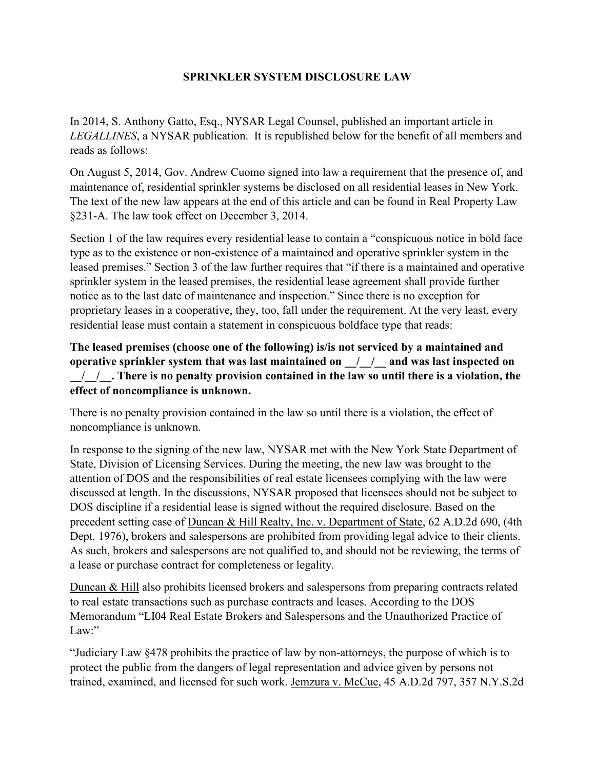# SPRINKLER SYSTEM DISCLOSURE LAW

In 2014, S. Anthony Gatto, Esq., NYSAR Legal Counsel, published an important article in *LEGALLINES*, a NYSAR publication. It is republished below for the benefit of all members and reads as follows:

On August 5, 2014, Gov. Andrew Cuomo signed into law a requirement that the presence of, and maintenance of, residential sprinkler systems be disclosed on all residential leases in New York. The text of the new law appears at the end of this article and can be found in Real Property Law §231-A. The law took effect on December 3, 2014.

Section 1 of the law requires every residential lease to contain a "conspicuous notice in bold face type as to the existence or non-existence of a maintained and operative sprinkler system in the leased premises." Section 3 of the law further requires that "if there is a maintained and operative sprinkler system in the leased premises, the residential lease agreement shall provide further notice as to the last date of maintenance and inspection." Since there is no exception for proprietary leases in a cooperative, they, too, fall under the requirement. At the very least, every residential lease must contain a statement in conspicuous boldface type that reads:

**The leased premises (choose one of the following) is/is not serviced by a maintained and operative sprinkler system that was last maintained on \_\_/\_\_/\_\_ and was last inspected on \_\_/\_\_/\_\_. There is no penalty provision contained in the law so until there is a violation, the effect of noncompliance is unknown.**

There is no penalty provision contained in the law so until there is a violation, the effect of noncompliance is unknown.

In response to the signing of the new law, NYSAR met with the New York State Department of State, Division of Licensing Services. During the meeting, the new law was brought to the attention of DOS and the responsibilities of real estate licensees complying with the law were discussed at length. In the discussions, NYSAR proposed that licensees should not be subject to DOS discipline if a residential lease is signed without the required disclosure. Based on the precedent setting case of Duncan & Hill Realty, Inc. v. Department of State, 62 A.D.2d 690, (4th Dept. 1976), brokers and salespersons are prohibited from providing legal advice to their clients. As such, brokers and salespersons are not qualified to, and should not be reviewing, the terms of a lease or purchase contract for completeness or legality.

Duncan & Hill also prohibits licensed brokers and salespersons from preparing contracts related to real estate transactions such as purchase contracts and leases. According to the DOS Memorandum "LI04 Real Estate Brokers and Salespersons and the Unauthorized Practice of Law:"

"Judiciary Law §478 prohibits the practice of law by non-attorneys, the purpose of which is to protect the public from the dangers of legal representation and advice given by persons not trained, examined, and licensed for such work. Jemzura v. McCue, 45 A.D.2d 797, 357 N.Y.S.2d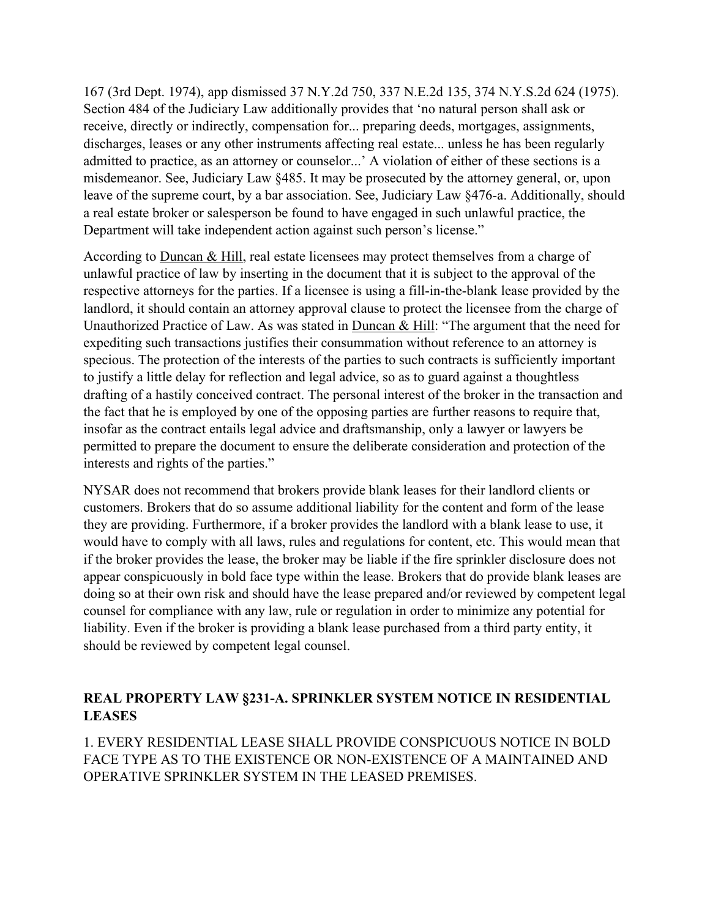167 (3rd Dept. 1974), app dismissed 37 N.Y.2d 750, 337 N.E.2d 135, 374 N.Y.S.2d 624 (1975). Section 484 of the Judiciary Law additionally provides that 'no natural person shall ask or receive, directly or indirectly, compensation for... preparing deeds, mortgages, assignments, discharges, leases or any other instruments affecting real estate... unless he has been regularly admitted to practice, as an attorney or counselor...' A violation of either of these sections is a misdemeanor. See, Judiciary Law §485. It may be prosecuted by the attorney general, or, upon leave of the supreme court, by a bar association. See, Judiciary Law §476-a. Additionally, should a real estate broker or salesperson be found to have engaged in such unlawful practice, the Department will take independent action against such person's license."

According to Duncan & Hill, real estate licensees may protect themselves from a charge of unlawful practice of law by inserting in the document that it is subject to the approval of the respective attorneys for the parties. If a licensee is using a fill-in-the-blank lease provided by the landlord, it should contain an attorney approval clause to protect the licensee from the charge of Unauthorized Practice of Law. As was stated in Duncan & Hill: "The argument that the need for expediting such transactions justifies their consummation without reference to an attorney is specious. The protection of the interests of the parties to such contracts is sufficiently important to justify a little delay for reflection and legal advice, so as to guard against a thoughtless drafting of a hastily conceived contract. The personal interest of the broker in the transaction and the fact that he is employed by one of the opposing parties are further reasons to require that, insofar as the contract entails legal advice and draftsmanship, only a lawyer or lawyers be permitted to prepare the document to ensure the deliberate consideration and protection of the interests and rights of the parties."

NYSAR does not recommend that brokers provide blank leases for their landlord clients or customers. Brokers that do so assume additional liability for the content and form of the lease they are providing. Furthermore, if a broker provides the landlord with a blank lease to use, it would have to comply with all laws, rules and regulations for content, etc. This would mean that if the broker provides the lease, the broker may be liable if the fire sprinkler disclosure does not appear conspicuously in bold face type within the lease. Brokers that do provide blank leases are doing so at their own risk and should have the lease prepared and/or reviewed by competent legal counsel for compliance with any law, rule or regulation in order to minimize any potential for liability. Even if the broker is providing a blank lease purchased from a third party entity, it should be reviewed by competent legal counsel.

## REAL PROPERTY LAW §231-A. SPRINKLER SYSTEM NOTICE IN RESIDENTIAL LEASES

1. EVERY RESIDENTIAL LEASE SHALL PROVIDE CONSPICUOUS NOTICE IN BOLD FACE TYPE AS TO THE EXISTENCE OR NON-EXISTENCE OF A MAINTAINED AND OPERATIVE SPRINKLER SYSTEM IN THE LEASED PREMISES.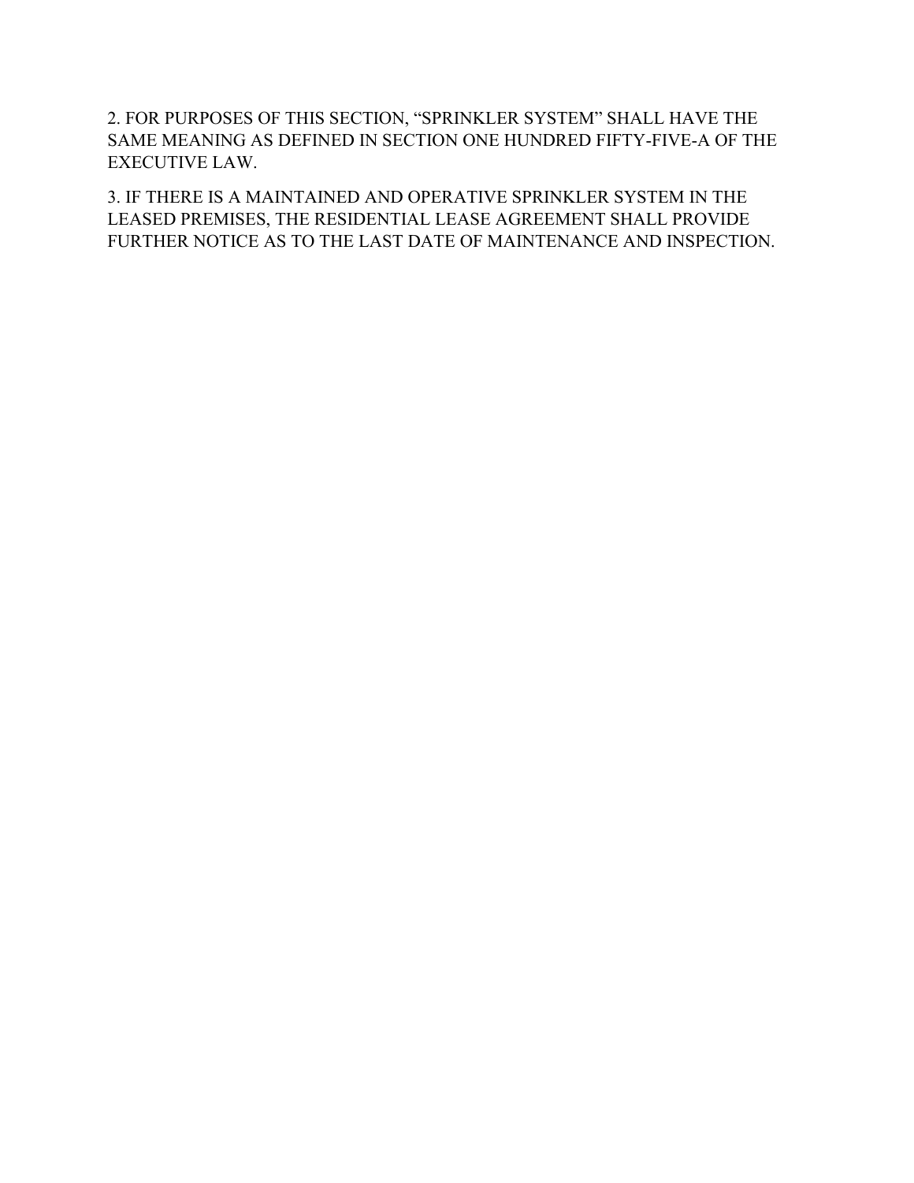2. FOR PURPOSES OF THIS SECTION, “SPRINKLER SYSTEM” SHALL HAVE THE SAME MEANING AS DEFINED IN SECTION ONE HUNDRED FIFTY-FIVE-A OF THE EXECUTIVE LAW.

3. IF THERE IS A MAINTAINED AND OPERATIVE SPRINKLER SYSTEM IN THE LEASED PREMISES, THE RESIDENTIAL LEASE AGREEMENT SHALL PROVIDE FURTHER NOTICE AS TO THE LAST DATE OF MAINTENANCE AND INSPECTION.